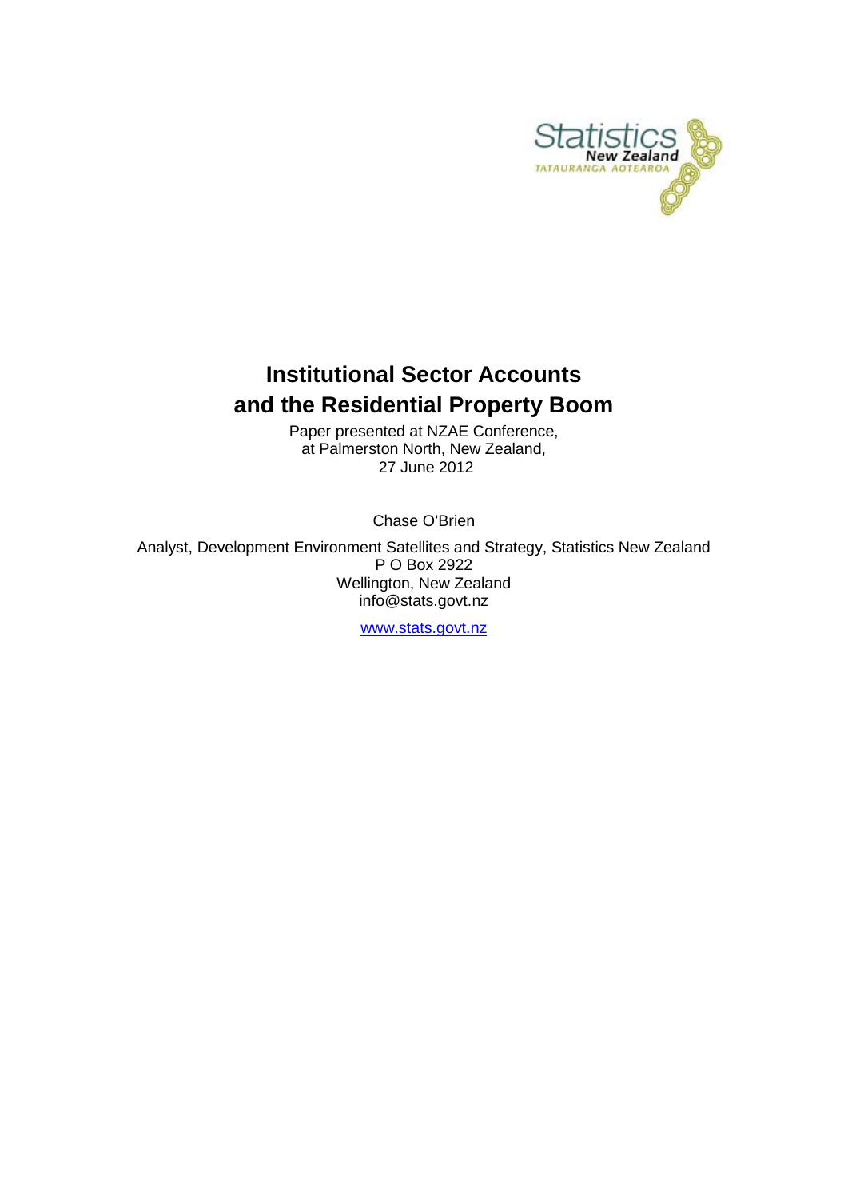# Institutional Sector Accounts and the Residential Property Boom

Paper presented at NZAE Conference,
at Palmerston North, New Zealand,
27 June 2012

Chase O'Brien

Analyst, Development Environment Satellites and Strategy, Statistics New Zealand
P O Box 2922
Wellington, New Zealand
info@stats.govt.nz

www.stats.govt.nz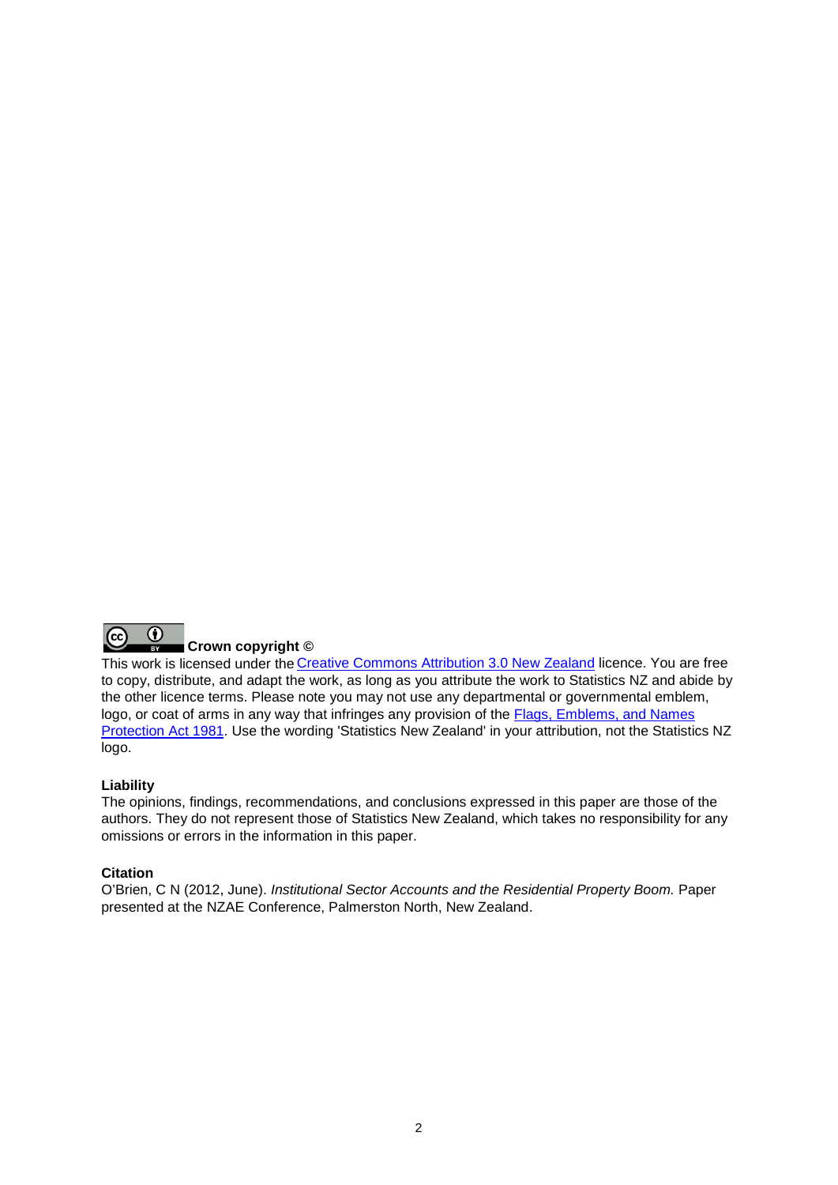**Crown copyright ©**

This work is licensed under the Creative Commons Attribution 3.0 New Zealand licence. You are free to copy, distribute, and adapt the work, as long as you attribute the work to Statistics NZ and abide by the other licence terms. Please note you may not use any departmental or governmental emblem, logo, or coat of arms in any way that infringes any provision of the Flags, Emblems, and Names Protection Act 1981. Use the wording 'Statistics New Zealand' in your attribution, not the Statistics NZ logo.

**Liability**

The opinions, findings, recommendations, and conclusions expressed in this paper are those of the authors. They do not represent those of Statistics New Zealand, which takes no responsibility for any omissions or errors in the information in this paper.

**Citation**

O'Brien, C N (2012, June). *Institutional Sector Accounts and the Residential Property Boom.* Paper presented at the NZAE Conference, Palmerston North, New Zealand.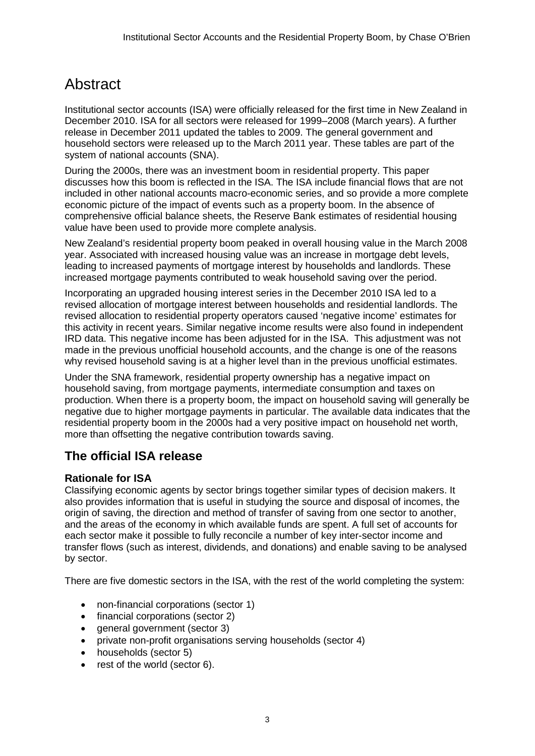# Abstract

Institutional sector accounts (ISA) were officially released for the first time in New Zealand in December 2010. ISA for all sectors were released for 1999–2008 (March years). A further release in December 2011 updated the tables to 2009. The general government and household sectors were released up to the March 2011 year. These tables are part of the system of national accounts (SNA).

During the 2000s, there was an investment boom in residential property. This paper discusses how this boom is reflected in the ISA. The ISA include financial flows that are not included in other national accounts macro-economic series, and so provide a more complete economic picture of the impact of events such as a property boom. In the absence of comprehensive official balance sheets, the Reserve Bank estimates of residential housing value have been used to provide more complete analysis.

New Zealand's residential property boom peaked in overall housing value in the March 2008 year. Associated with increased housing value was an increase in mortgage debt levels, leading to increased payments of mortgage interest by households and landlords. These increased mortgage payments contributed to weak household saving over the period.

Incorporating an upgraded housing interest series in the December 2010 ISA led to a revised allocation of mortgage interest between households and residential landlords. The revised allocation to residential property operators caused 'negative income' estimates for this activity in recent years. Similar negative income results were also found in independent IRD data. This negative income has been adjusted for in the ISA. This adjustment was not made in the previous unofficial household accounts, and the change is one of the reasons why revised household saving is at a higher level than in the previous unofficial estimates.

Under the SNA framework, residential property ownership has a negative impact on household saving, from mortgage payments, intermediate consumption and taxes on production. When there is a property boom, the impact on household saving will generally be negative due to higher mortgage payments in particular. The available data indicates that the residential property boom in the 2000s had a very positive impact on household net worth, more than offsetting the negative contribution towards saving.

## The official ISA release

### Rationale for ISA

Classifying economic agents by sector brings together similar types of decision makers. It also provides information that is useful in studying the source and disposal of incomes, the origin of saving, the direction and method of transfer of saving from one sector to another, and the areas of the economy in which available funds are spent. A full set of accounts for each sector make it possible to fully reconcile a number of key inter-sector income and transfer flows (such as interest, dividends, and donations) and enable saving to be analysed by sector.

There are five domestic sectors in the ISA, with the rest of the world completing the system:

- non-financial corporations (sector 1)
- financial corporations (sector 2)
- general government (sector 3)
- private non-profit organisations serving households (sector 4)
- households (sector 5)
- rest of the world (sector 6).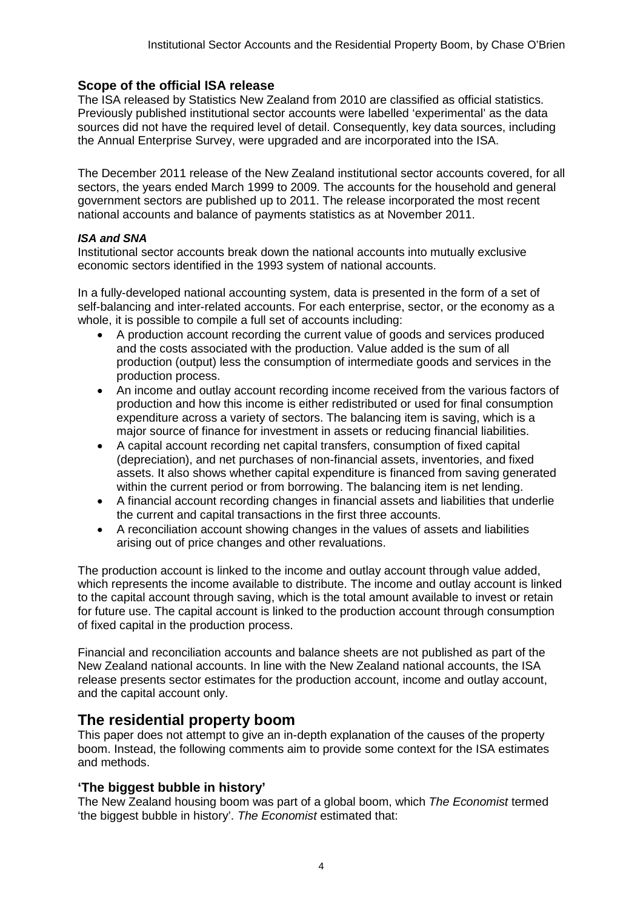### Scope of the official ISA release

The ISA released by Statistics New Zealand from 2010 are classified as official statistics. Previously published institutional sector accounts were labelled 'experimental' as the data sources did not have the required level of detail. Consequently, key data sources, including the Annual Enterprise Survey, were upgraded and are incorporated into the ISA.

The December 2011 release of the New Zealand institutional sector accounts covered, for all sectors, the years ended March 1999 to 2009. The accounts for the household and general government sectors are published up to 2011. The release incorporated the most recent national accounts and balance of payments statistics as at November 2011.

#### *ISA and SNA*

Institutional sector accounts break down the national accounts into mutually exclusive economic sectors identified in the 1993 system of national accounts.

In a fully-developed national accounting system, data is presented in the form of a set of self-balancing and inter-related accounts. For each enterprise, sector, or the economy as a whole, it is possible to compile a full set of accounts including:

- A production account recording the current value of goods and services produced and the costs associated with the production. Value added is the sum of all production (output) less the consumption of intermediate goods and services in the production process.
- An income and outlay account recording income received from the various factors of production and how this income is either redistributed or used for final consumption expenditure across a variety of sectors. The balancing item is saving, which is a major source of finance for investment in assets or reducing financial liabilities.
- A capital account recording net capital transfers, consumption of fixed capital (depreciation), and net purchases of non-financial assets, inventories, and fixed assets. It also shows whether capital expenditure is financed from saving generated within the current period or from borrowing. The balancing item is net lending.
- A financial account recording changes in financial assets and liabilities that underlie the current and capital transactions in the first three accounts.
- A reconciliation account showing changes in the values of assets and liabilities arising out of price changes and other revaluations.

The production account is linked to the income and outlay account through value added, which represents the income available to distribute. The income and outlay account is linked to the capital account through saving, which is the total amount available to invest or retain for future use. The capital account is linked to the production account through consumption of fixed capital in the production process.

Financial and reconciliation accounts and balance sheets are not published as part of the New Zealand national accounts. In line with the New Zealand national accounts, the ISA release presents sector estimates for the production account, income and outlay account, and the capital account only.

## The residential property boom

This paper does not attempt to give an in-depth explanation of the causes of the property boom. Instead, the following comments aim to provide some context for the ISA estimates and methods.

### 'The biggest bubble in history'

The New Zealand housing boom was part of a global boom, which *The Economist* termed 'the biggest bubble in history'. *The Economist* estimated that: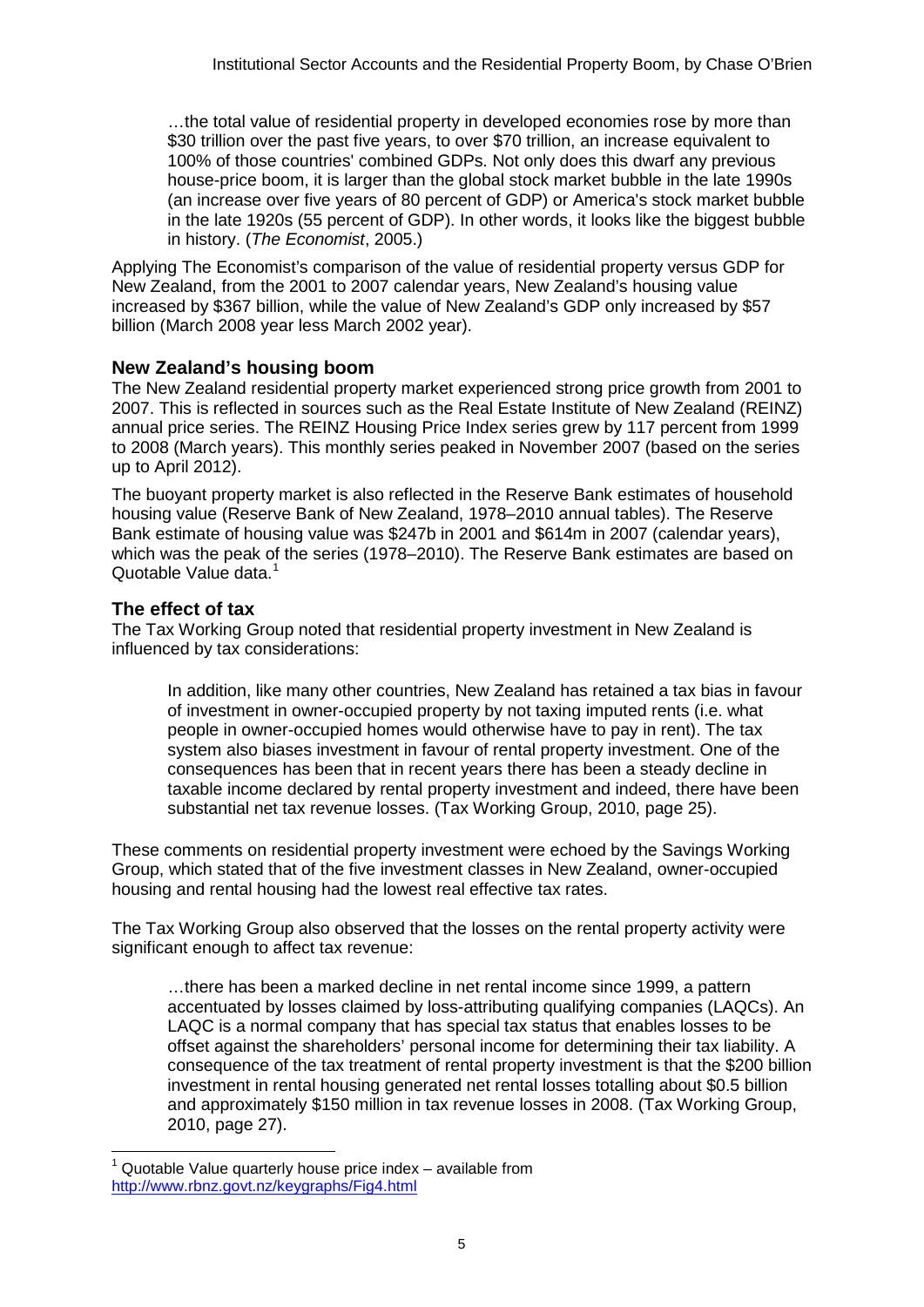> …the total value of residential property in developed economies rose by more than $30 trillion over the past five years, to over $70 trillion, an increase equivalent to 100% of those countries' combined GDPs. Not only does this dwarf any previous house-price boom, it is larger than the global stock market bubble in the late 1990s (an increase over five years of 80 percent of GDP) or America's stock market bubble in the late 1920s (55 percent of GDP). In other words, it looks like the biggest bubble in history. (*The Economist*, 2005.)

Applying The Economist's comparison of the value of residential property versus GDP for New Zealand, from the 2001 to 2007 calendar years, New Zealand's housing value increased by $367 billion, while the value of New Zealand's GDP only increased by $57 billion (March 2008 year less March 2002 year).

## New Zealand's housing boom

The New Zealand residential property market experienced strong price growth from 2001 to 2007. This is reflected in sources such as the Real Estate Institute of New Zealand (REINZ) annual price series. The REINZ Housing Price Index series grew by 117 percent from 1999 to 2008 (March years). This monthly series peaked in November 2007 (based on the series up to April 2012).

The buoyant property market is also reflected in the Reserve Bank estimates of household housing value (Reserve Bank of New Zealand, 1978–2010 annual tables). The Reserve Bank estimate of housing value was $247b in 2001 and $614m in 2007 (calendar years), which was the peak of the series (1978–2010). The Reserve Bank estimates are based on Quotable Value data.[1]

## The effect of tax

The Tax Working Group noted that residential property investment in New Zealand is influenced by tax considerations:

> In addition, like many other countries, New Zealand has retained a tax bias in favour of investment in owner-occupied property by not taxing imputed rents (i.e. what people in owner-occupied homes would otherwise have to pay in rent). The tax system also biases investment in favour of rental property investment. One of the consequences has been that in recent years there has been a steady decline in taxable income declared by rental property investment and indeed, there have been substantial net tax revenue losses. (Tax Working Group, 2010, page 25).

These comments on residential property investment were echoed by the Savings Working Group, which stated that of the five investment classes in New Zealand, owner-occupied housing and rental housing had the lowest real effective tax rates.

The Tax Working Group also observed that the losses on the rental property activity were significant enough to affect tax revenue:

> …there has been a marked decline in net rental income since 1999, a pattern accentuated by losses claimed by loss-attributing qualifying companies (LAQCs). An LAQC is a normal company that has special tax status that enables losses to be offset against the shareholders' personal income for determining their tax liability. A consequence of the tax treatment of rental property investment is that the $200 billion investment in rental housing generated net rental losses totalling about $0.5 billion and approximately $150 million in tax revenue losses in 2008. (Tax Working Group, 2010, page 27).

---

[1] Quotable Value quarterly house price index – available from http://www.rbnz.govt.nz/keygraphs/Fig4.html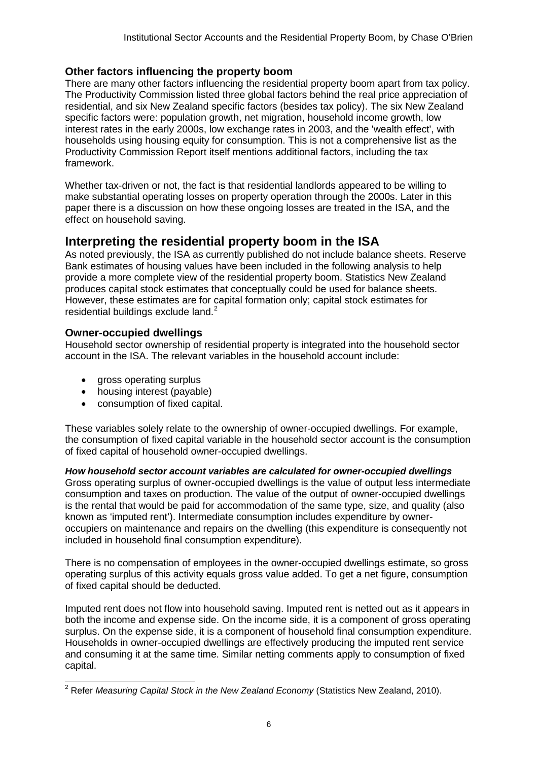### Other factors influencing the property boom

There are many other factors influencing the residential property boom apart from tax policy. The Productivity Commission listed three global factors behind the real price appreciation of residential, and six New Zealand specific factors (besides tax policy). The six New Zealand specific factors were: population growth, net migration, household income growth, low interest rates in the early 2000s, low exchange rates in 2003, and the 'wealth effect', with households using housing equity for consumption. This is not a comprehensive list as the Productivity Commission Report itself mentions additional factors, including the tax framework.

Whether tax-driven or not, the fact is that residential landlords appeared to be willing to make substantial operating losses on property operation through the 2000s. Later in this paper there is a discussion on how these ongoing losses are treated in the ISA, and the effect on household saving.

## Interpreting the residential property boom in the ISA

As noted previously, the ISA as currently published do not include balance sheets. Reserve Bank estimates of housing values have been included in the following analysis to help provide a more complete view of the residential property boom. Statistics New Zealand produces capital stock estimates that conceptually could be used for balance sheets. However, these estimates are for capital formation only; capital stock estimates for residential buildings exclude land.[2]

### Owner-occupied dwellings

Household sector ownership of residential property is integrated into the household sector account in the ISA. The relevant variables in the household account include:

- gross operating surplus
- housing interest (payable)
- consumption of fixed capital.

These variables solely relate to the ownership of owner-occupied dwellings. For example, the consumption of fixed capital variable in the household sector account is the consumption of fixed capital of household owner-occupied dwellings.

#### *How household sector account variables are calculated for owner-occupied dwellings*

Gross operating surplus of owner-occupied dwellings is the value of output less intermediate consumption and taxes on production. The value of the output of owner-occupied dwellings is the rental that would be paid for accommodation of the same type, size, and quality (also known as 'imputed rent'). Intermediate consumption includes expenditure by owner-occupiers on maintenance and repairs on the dwelling (this expenditure is consequently not included in household final consumption expenditure).

There is no compensation of employees in the owner-occupied dwellings estimate, so gross operating surplus of this activity equals gross value added. To get a net figure, consumption of fixed capital should be deducted.

Imputed rent does not flow into household saving. Imputed rent is netted out as it appears in both the income and expense side. On the income side, it is a component of gross operating surplus. On the expense side, it is a component of household final consumption expenditure. Households in owner-occupied dwellings are effectively producing the imputed rent service and consuming it at the same time. Similar netting comments apply to consumption of fixed capital.

[2] Refer *Measuring Capital Stock in the New Zealand Economy* (Statistics New Zealand, 2010).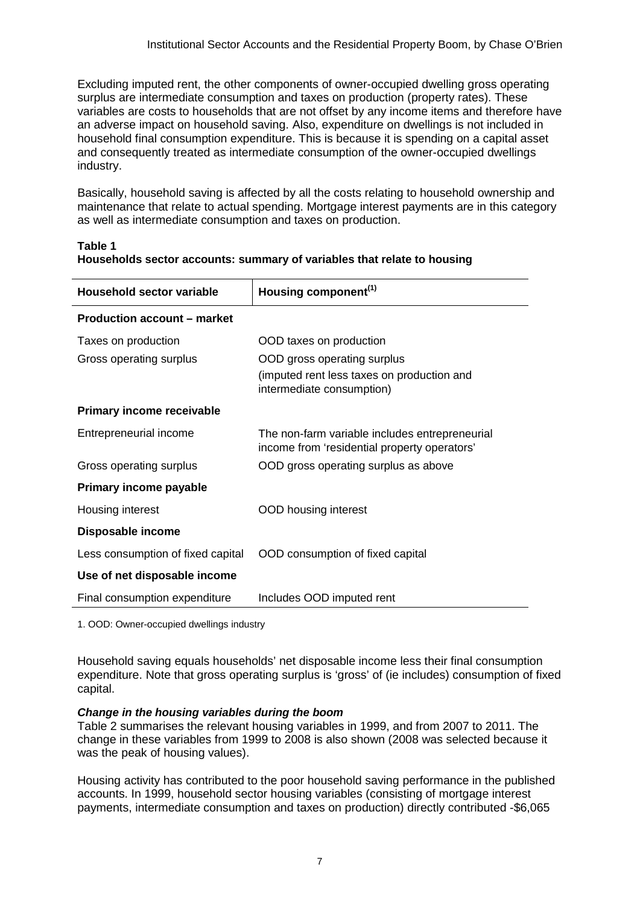Excluding imputed rent, the other components of owner-occupied dwelling gross operating surplus are intermediate consumption and taxes on production (property rates). These variables are costs to households that are not offset by any income items and therefore have an adverse impact on household saving. Also, expenditure on dwellings is not included in household final consumption expenditure. This is because it is spending on a capital asset and consequently treated as intermediate consumption of the owner-occupied dwellings industry.

Basically, household saving is affected by all the costs relating to household ownership and maintenance that relate to actual spending. Mortgage interest payments are in this category as well as intermediate consumption and taxes on production.

**Table 1**
**Households sector accounts: summary of variables that relate to housing**

| Household sector variable | Housing component[1] |
|---|---|
| **Production account – market** | |
| Taxes on production | OOD taxes on production |
| Gross operating surplus | OOD gross operating surplus (imputed rent less taxes on production and intermediate consumption) |
| **Primary income receivable** | |
| Entrepreneurial income | The non-farm variable includes entrepreneurial income from 'residential property operators' |
| Gross operating surplus | OOD gross operating surplus as above |
| **Primary income payable** | |
| Housing interest | OOD housing interest |
| **Disposable income** | |
| Less consumption of fixed capital | OOD consumption of fixed capital |
| **Use of net disposable income** | |
| Final consumption expenditure | Includes OOD imputed rent |

1. OOD: Owner-occupied dwellings industry

Household saving equals households' net disposable income less their final consumption expenditure. Note that gross operating surplus is 'gross' of (ie includes) consumption of fixed capital.

***Change in the housing variables during the boom***
Table 2 summarises the relevant housing variables in 1999, and from 2007 to 2011. The change in these variables from 1999 to 2008 is also shown (2008 was selected because it was the peak of housing values).

Housing activity has contributed to the poor household saving performance in the published accounts. In 1999, household sector housing variables (consisting of mortgage interest payments, intermediate consumption and taxes on production) directly contributed -$6,065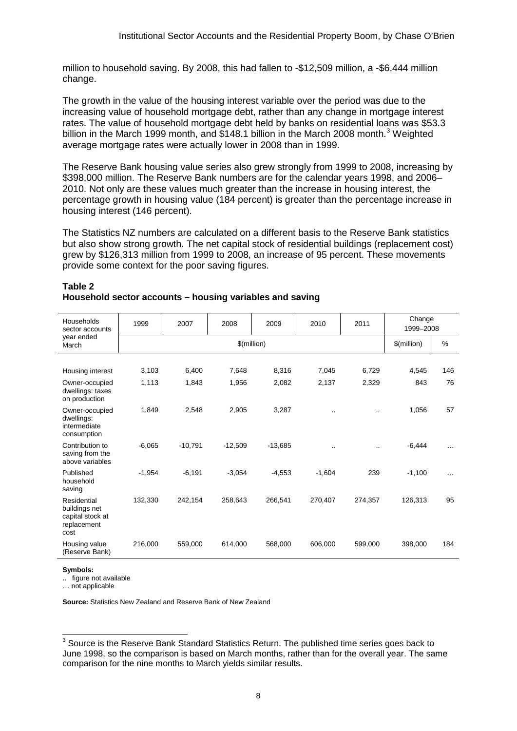million to household saving. By 2008, this had fallen to -$12,509 million, a -$6,444 million change.

The growth in the value of the housing interest variable over the period was due to the increasing value of household mortgage debt, rather than any change in mortgage interest rates. The value of household mortgage debt held by banks on residential loans was $53.3 billion in the March 1999 month, and $148.1 billion in the March 2008 month.[3] Weighted average mortgage rates were actually lower in 2008 than in 1999.

The Reserve Bank housing value series also grew strongly from 1999 to 2008, increasing by $398,000 million. The Reserve Bank numbers are for the calendar years 1998, and 2006–2010. Not only are these values much greater than the increase in housing interest, the percentage growth in housing value (184 percent) is greater than the percentage increase in housing interest (146 percent).

The Statistics NZ numbers are calculated on a different basis to the Reserve Bank statistics but also show strong growth. The net capital stock of residential buildings (replacement cost) grew by $126,313 million from 1999 to 2008, an increase of 95 percent. These movements provide some context for the poor saving figures.

**Table 2**
**Household sector accounts – housing variables and saving**

| Households sector accounts year ended March | 1999 | 2007 | 2008 | 2009 | 2010 | 2011 | Change 1999–2008 | |
|---|---|---|---|---|---|---|---|---|
| | $(million) | | | | | | $(million) | % |
| Housing interest | 3,103 | 6,400 | 7,648 | 8,316 | 7,045 | 6,729 | 4,545 | 146 |
| Owner-occupied dwellings: taxes on production | 1,113 | 1,843 | 1,956 | 2,082 | 2,137 | 2,329 | 843 | 76 |
| Owner-occupied dwellings: intermediate consumption | 1,849 | 2,548 | 2,905 | 3,287 | .. | .. | 1,056 | 57 |
| Contribution to saving from the above variables | -6,065 | -10,791 | -12,509 | -13,685 | .. | .. | -6,444 | … |
| Published household saving | -1,954 | -6,191 | -3,054 | -4,553 | -1,604 | 239 | -1,100 | … |
| Residential buildings net capital stock at replacement cost | 132,330 | 242,154 | 258,643 | 266,541 | 270,407 | 274,357 | 126,313 | 95 |
| Housing value (Reserve Bank) | 216,000 | 559,000 | 614,000 | 568,000 | 606,000 | 599,000 | 398,000 | 184 |

**Symbols:**
.. figure not available
… not applicable

**Source:** Statistics New Zealand and Reserve Bank of New Zealand

[3] Source is the Reserve Bank Standard Statistics Return. The published time series goes back to June 1998, so the comparison is based on March months, rather than for the overall year. The same comparison for the nine months to March yields similar results.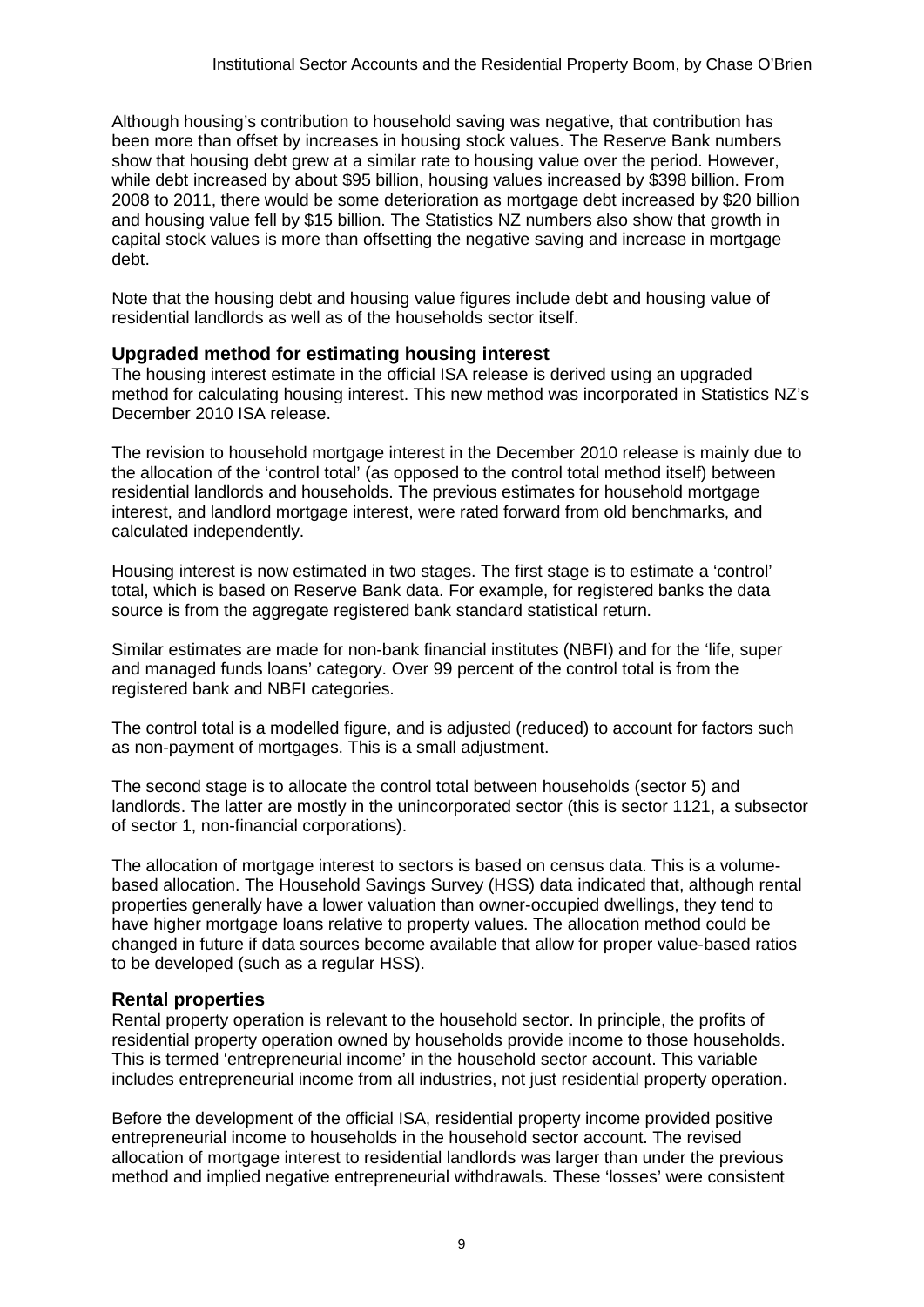Although housing's contribution to household saving was negative, that contribution has been more than offset by increases in housing stock values. The Reserve Bank numbers show that housing debt grew at a similar rate to housing value over the period. However, while debt increased by about $95 billion, housing values increased by $398 billion. From 2008 to 2011, there would be some deterioration as mortgage debt increased by $20 billion and housing value fell by $15 billion. The Statistics NZ numbers also show that growth in capital stock values is more than offsetting the negative saving and increase in mortgage debt.

Note that the housing debt and housing value figures include debt and housing value of residential landlords as well as of the households sector itself.

### Upgraded method for estimating housing interest

The housing interest estimate in the official ISA release is derived using an upgraded method for calculating housing interest. This new method was incorporated in Statistics NZ's December 2010 ISA release.

The revision to household mortgage interest in the December 2010 release is mainly due to the allocation of the 'control total' (as opposed to the control total method itself) between residential landlords and households. The previous estimates for household mortgage interest, and landlord mortgage interest, were rated forward from old benchmarks, and calculated independently.

Housing interest is now estimated in two stages. The first stage is to estimate a 'control' total, which is based on Reserve Bank data. For example, for registered banks the data source is from the aggregate registered bank standard statistical return.

Similar estimates are made for non-bank financial institutes (NBFI) and for the 'life, super and managed funds loans' category. Over 99 percent of the control total is from the registered bank and NBFI categories.

The control total is a modelled figure, and is adjusted (reduced) to account for factors such as non-payment of mortgages. This is a small adjustment.

The second stage is to allocate the control total between households (sector 5) and landlords. The latter are mostly in the unincorporated sector (this is sector 1121, a subsector of sector 1, non-financial corporations).

The allocation of mortgage interest to sectors is based on census data. This is a volume-based allocation. The Household Savings Survey (HSS) data indicated that, although rental properties generally have a lower valuation than owner-occupied dwellings, they tend to have higher mortgage loans relative to property values. The allocation method could be changed in future if data sources become available that allow for proper value-based ratios to be developed (such as a regular HSS).

### Rental properties

Rental property operation is relevant to the household sector. In principle, the profits of residential property operation owned by households provide income to those households. This is termed 'entrepreneurial income' in the household sector account. This variable includes entrepreneurial income from all industries, not just residential property operation.

Before the development of the official ISA, residential property income provided positive entrepreneurial income to households in the household sector account. The revised allocation of mortgage interest to residential landlords was larger than under the previous method and implied negative entrepreneurial withdrawals. These 'losses' were consistent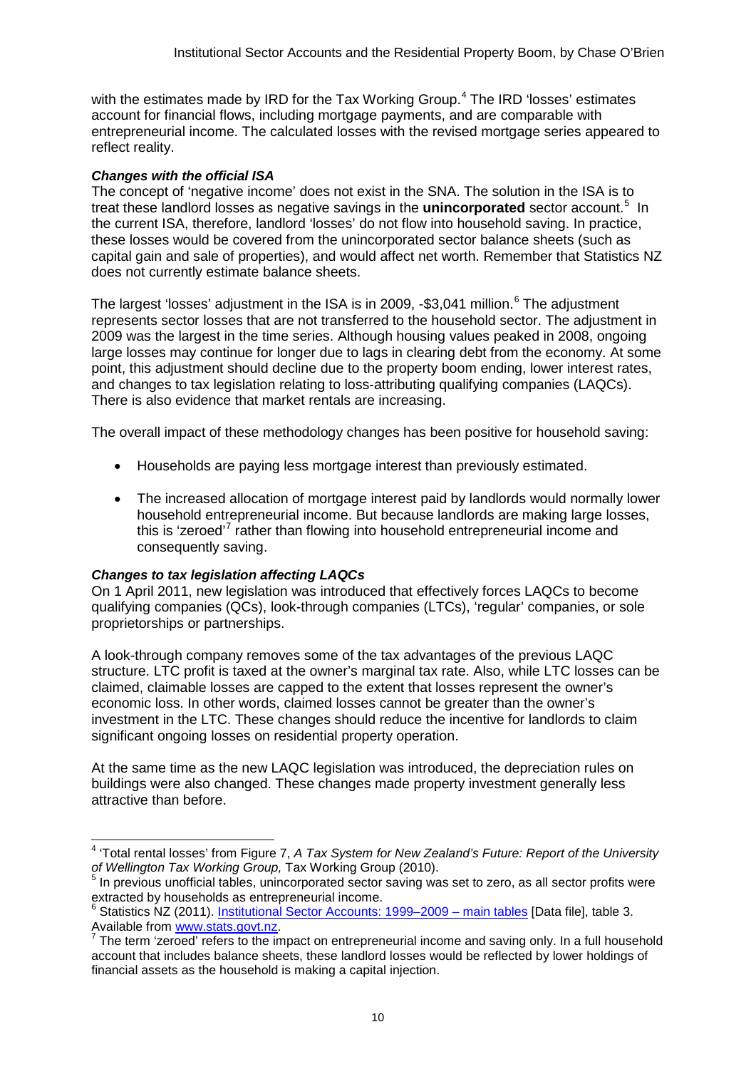with the estimates made by IRD for the Tax Working Group.[4] The IRD 'losses' estimates account for financial flows, including mortgage payments, and are comparable with entrepreneurial income. The calculated losses with the revised mortgage series appeared to reflect reality.

### *Changes with the official ISA*

The concept of 'negative income' does not exist in the SNA. The solution in the ISA is to treat these landlord losses as negative savings in the **unincorporated** sector account.[5] In the current ISA, therefore, landlord 'losses' do not flow into household saving. In practice, these losses would be covered from the unincorporated sector balance sheets (such as capital gain and sale of properties), and would affect net worth. Remember that Statistics NZ does not currently estimate balance sheets.

The largest 'losses' adjustment in the ISA is in 2009, -$3,041 million.[6] The adjustment represents sector losses that are not transferred to the household sector. The adjustment in 2009 was the largest in the time series. Although housing values peaked in 2008, ongoing large losses may continue for longer due to lags in clearing debt from the economy. At some point, this adjustment should decline due to the property boom ending, lower interest rates, and changes to tax legislation relating to loss-attributing qualifying companies (LAQCs). There is also evidence that market rentals are increasing.

The overall impact of these methodology changes has been positive for household saving:

- Households are paying less mortgage interest than previously estimated.
- The increased allocation of mortgage interest paid by landlords would normally lower household entrepreneurial income. But because landlords are making large losses, this is 'zeroed'[7] rather than flowing into household entrepreneurial income and consequently saving.

### *Changes to tax legislation affecting LAQCs*

On 1 April 2011, new legislation was introduced that effectively forces LAQCs to become qualifying companies (QCs), look-through companies (LTCs), 'regular' companies, or sole proprietorships or partnerships.

A look-through company removes some of the tax advantages of the previous LAQC structure. LTC profit is taxed at the owner's marginal tax rate. Also, while LTC losses can be claimed, claimable losses are capped to the extent that losses represent the owner's economic loss. In other words, claimed losses cannot be greater than the owner's investment in the LTC. These changes should reduce the incentive for landlords to claim significant ongoing losses on residential property operation.

At the same time as the new LAQC legislation was introduced, the depreciation rules on buildings were also changed. These changes made property investment generally less attractive than before.

---

[4] 'Total rental losses' from Figure 7, *A Tax System for New Zealand's Future: Report of the University of Wellington Tax Working Group,* Tax Working Group (2010).

[5] In previous unofficial tables, unincorporated sector saving was set to zero, as all sector profits were extracted by households as entrepreneurial income.

[6] Statistics NZ (2011). Institutional Sector Accounts: 1999–2009 – main tables [Data file], table 3. Available from www.stats.govt.nz.

[7] The term 'zeroed' refers to the impact on entrepreneurial income and saving only. In a full household account that includes balance sheets, these landlord losses would be reflected by lower holdings of financial assets as the household is making a capital injection.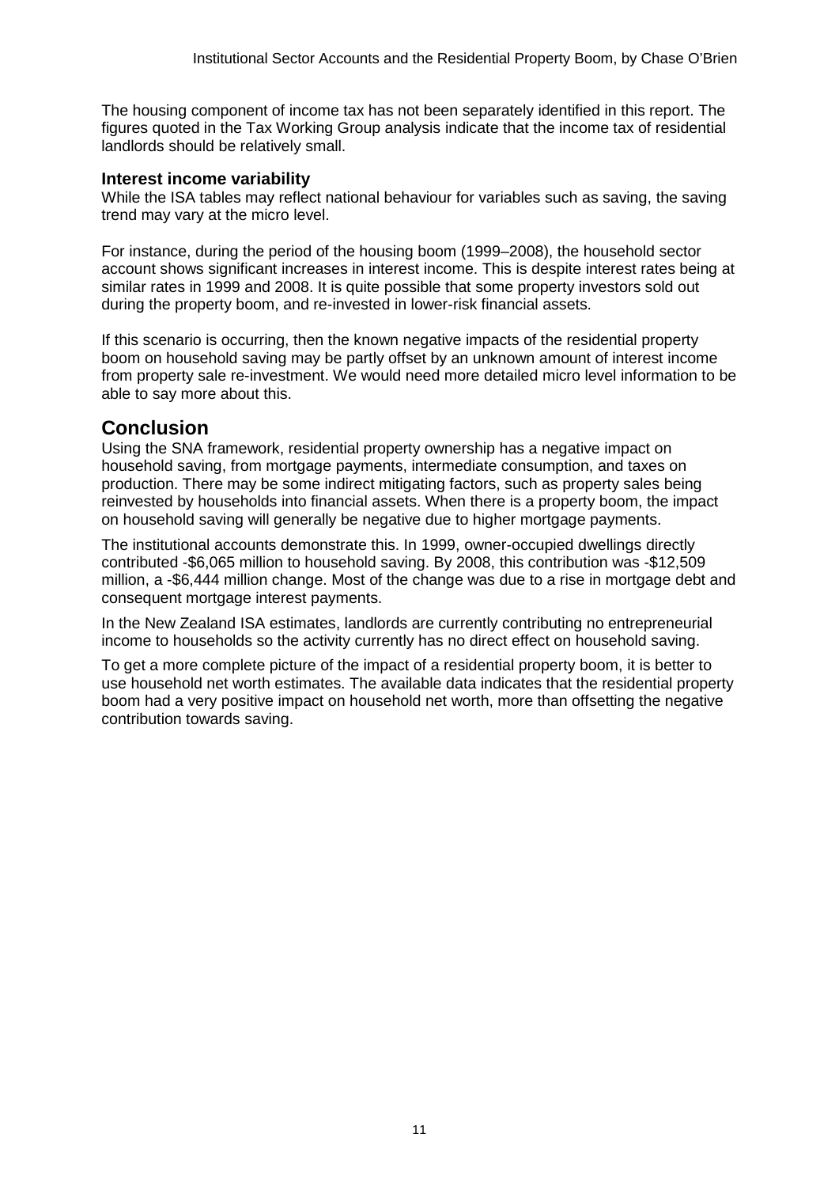The housing component of income tax has not been separately identified in this report. The figures quoted in the Tax Working Group analysis indicate that the income tax of residential landlords should be relatively small.

### Interest income variability

While the ISA tables may reflect national behaviour for variables such as saving, the saving trend may vary at the micro level.

For instance, during the period of the housing boom (1999–2008), the household sector account shows significant increases in interest income. This is despite interest rates being at similar rates in 1999 and 2008. It is quite possible that some property investors sold out during the property boom, and re-invested in lower-risk financial assets.

If this scenario is occurring, then the known negative impacts of the residential property boom on household saving may be partly offset by an unknown amount of interest income from property sale re-investment. We would need more detailed micro level information to be able to say more about this.

## Conclusion

Using the SNA framework, residential property ownership has a negative impact on household saving, from mortgage payments, intermediate consumption, and taxes on production. There may be some indirect mitigating factors, such as property sales being reinvested by households into financial assets. When there is a property boom, the impact on household saving will generally be negative due to higher mortgage payments.

The institutional accounts demonstrate this. In 1999, owner-occupied dwellings directly contributed -$6,065 million to household saving. By 2008, this contribution was -$12,509 million, a -$6,444 million change. Most of the change was due to a rise in mortgage debt and consequent mortgage interest payments.

In the New Zealand ISA estimates, landlords are currently contributing no entrepreneurial income to households so the activity currently has no direct effect on household saving.

To get a more complete picture of the impact of a residential property boom, it is better to use household net worth estimates. The available data indicates that the residential property boom had a very positive impact on household net worth, more than offsetting the negative contribution towards saving.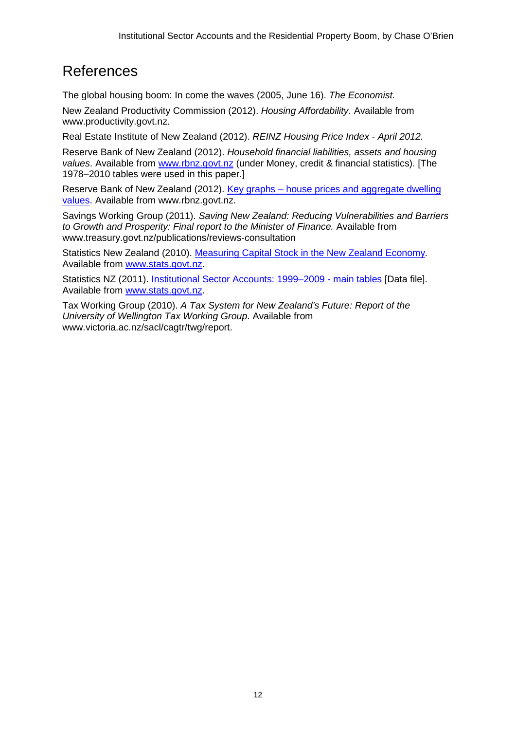# References

The global housing boom: In come the waves (2005, June 16). *The Economist.*

New Zealand Productivity Commission (2012). *Housing Affordability.* Available from www.productivity.govt.nz.

Real Estate Institute of New Zealand (2012). *REINZ Housing Price Index - April 2012.*

Reserve Bank of New Zealand (2012). *Household financial liabilities, assets and housing values*. Available from www.rbnz.govt.nz (under Money, credit & financial statistics). [The 1978–2010 tables were used in this paper.]

Reserve Bank of New Zealand (2012). Key graphs – house prices and aggregate dwelling values. Available from www.rbnz.govt.nz.

Savings Working Group (2011). *Saving New Zealand: Reducing Vulnerabilities and Barriers to Growth and Prosperity: Final report to the Minister of Finance.* Available from www.treasury.govt.nz/publications/reviews-consultation

Statistics New Zealand (2010). Measuring Capital Stock in the New Zealand Economy. Available from www.stats.govt.nz.

Statistics NZ (2011). Institutional Sector Accounts: 1999–2009 - main tables [Data file]. Available from www.stats.govt.nz.

Tax Working Group (2010). *A Tax System for New Zealand's Future: Report of the University of Wellington Tax Working Group*. Available from www.victoria.ac.nz/sacl/cagtr/twg/report.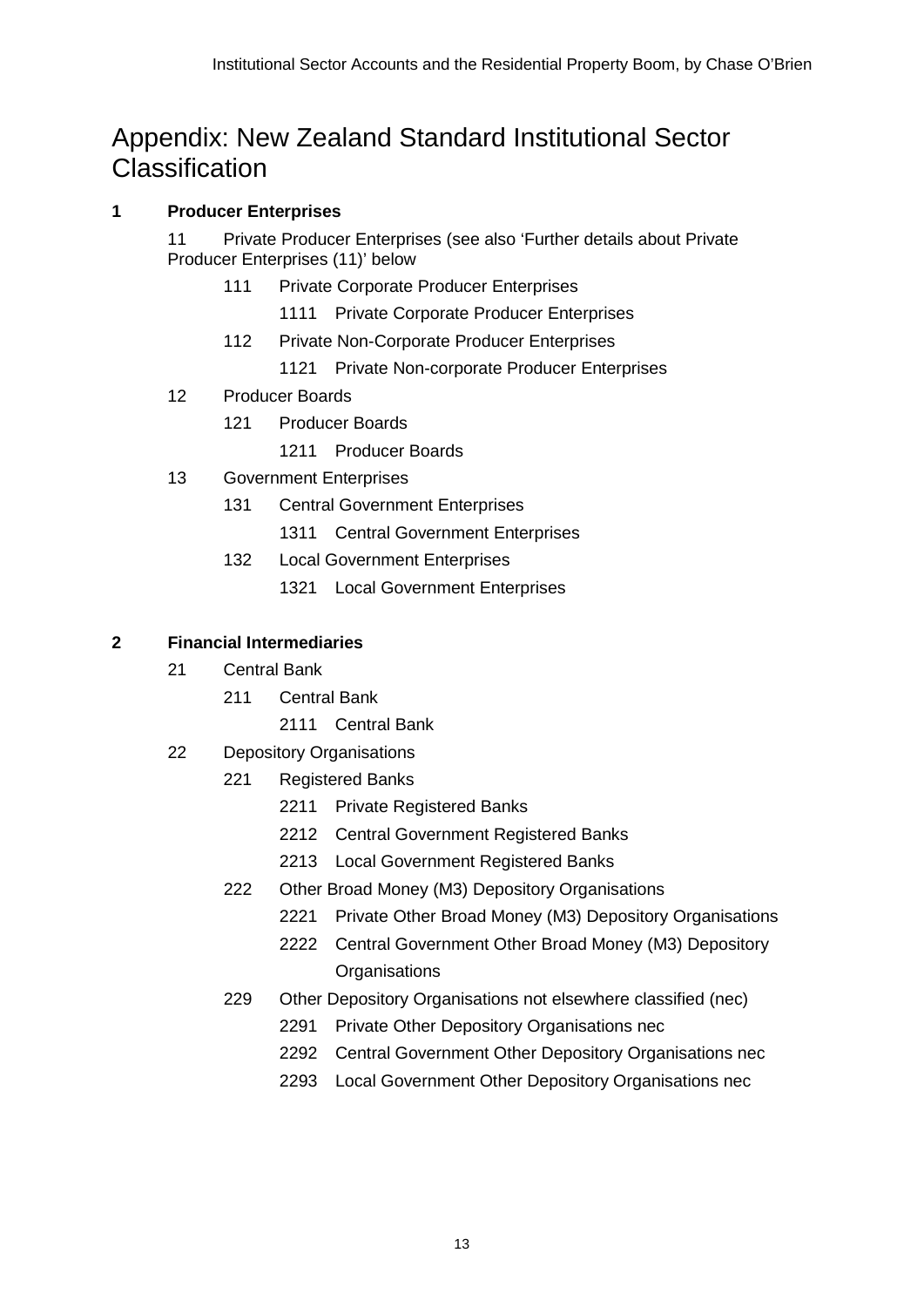# Appendix: New Zealand Standard Institutional Sector Classification

**1 Producer Enterprises**

- 11 Private Producer Enterprises (see also 'Further details about Private Producer Enterprises (11)' below
  - 111 Private Corporate Producer Enterprises
    - 1111 Private Corporate Producer Enterprises
  - 112 Private Non-Corporate Producer Enterprises
    - 1121 Private Non-corporate Producer Enterprises
- 12 Producer Boards
  - 121 Producer Boards
    - 1211 Producer Boards
- 13 Government Enterprises
  - 131 Central Government Enterprises
    - 1311 Central Government Enterprises
  - 132 Local Government Enterprises
    - 1321 Local Government Enterprises

**2 Financial Intermediaries**

- 21 Central Bank
  - 211 Central Bank
    - 2111 Central Bank
- 22 Depository Organisations
  - 221 Registered Banks
    - 2211 Private Registered Banks
    - 2212 Central Government Registered Banks
    - 2213 Local Government Registered Banks
  - 222 Other Broad Money (M3) Depository Organisations
    - 2221 Private Other Broad Money (M3) Depository Organisations
    - 2222 Central Government Other Broad Money (M3) Depository Organisations
  - 229 Other Depository Organisations not elsewhere classified (nec)
    - 2291 Private Other Depository Organisations nec
    - 2292 Central Government Other Depository Organisations nec
    - 2293 Local Government Other Depository Organisations nec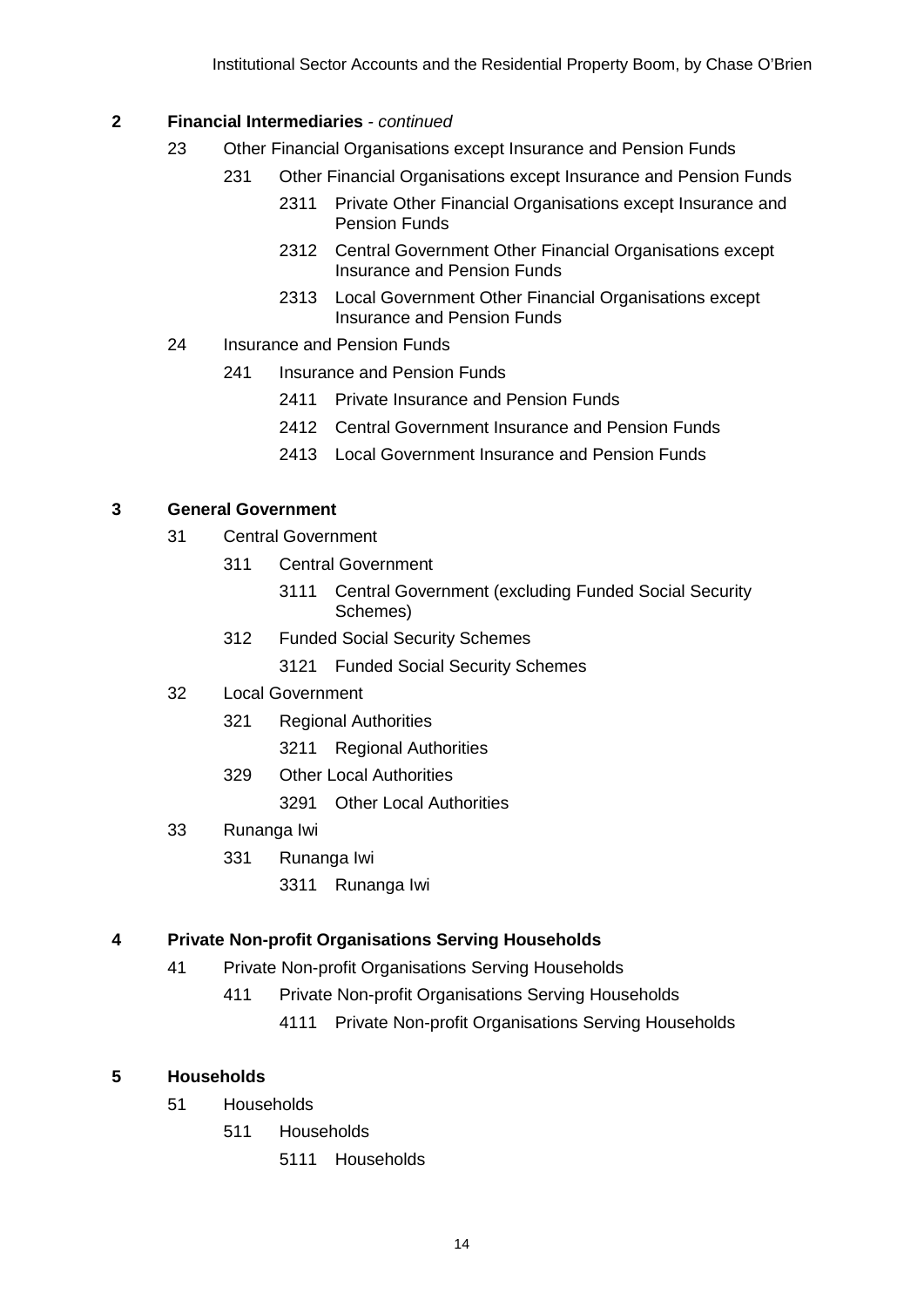**2 Financial Intermediaries** - *continued*

- 23 Other Financial Organisations except Insurance and Pension Funds
  - 231 Other Financial Organisations except Insurance and Pension Funds
    - 2311 Private Other Financial Organisations except Insurance and Pension Funds
    - 2312 Central Government Other Financial Organisations except Insurance and Pension Funds
    - 2313 Local Government Other Financial Organisations except Insurance and Pension Funds
- 24 Insurance and Pension Funds
  - 241 Insurance and Pension Funds
    - 2411 Private Insurance and Pension Funds
    - 2412 Central Government Insurance and Pension Funds
    - 2413 Local Government Insurance and Pension Funds

**3 General Government**

- 31 Central Government
  - 311 Central Government
    - 3111 Central Government (excluding Funded Social Security Schemes)
  - 312 Funded Social Security Schemes
    - 3121 Funded Social Security Schemes
- 32 Local Government
  - 321 Regional Authorities
    - 3211 Regional Authorities
  - 329 Other Local Authorities
    - 3291 Other Local Authorities
- 33 Runanga Iwi
  - 331 Runanga Iwi
    - 3311 Runanga Iwi

**4 Private Non-profit Organisations Serving Households**

- 41 Private Non-profit Organisations Serving Households
  - 411 Private Non-profit Organisations Serving Households
    - 4111 Private Non-profit Organisations Serving Households

**5 Households**

- 51 Households
  - 511 Households
    - 5111 Households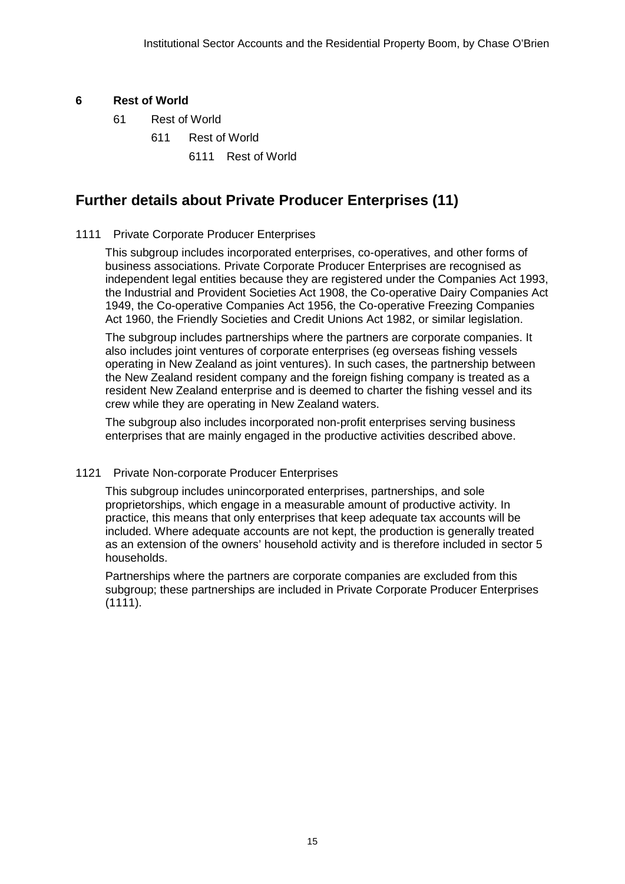**6 Rest of World**

61 Rest of World

611 Rest of World

6111 Rest of World

## Further details about Private Producer Enterprises (11)

1111 Private Corporate Producer Enterprises

This subgroup includes incorporated enterprises, co-operatives, and other forms of business associations. Private Corporate Producer Enterprises are recognised as independent legal entities because they are registered under the Companies Act 1993, the Industrial and Provident Societies Act 1908, the Co-operative Dairy Companies Act 1949, the Co-operative Companies Act 1956, the Co-operative Freezing Companies Act 1960, the Friendly Societies and Credit Unions Act 1982, or similar legislation.

The subgroup includes partnerships where the partners are corporate companies. It also includes joint ventures of corporate enterprises (eg overseas fishing vessels operating in New Zealand as joint ventures). In such cases, the partnership between the New Zealand resident company and the foreign fishing company is treated as a resident New Zealand enterprise and is deemed to charter the fishing vessel and its crew while they are operating in New Zealand waters.

The subgroup also includes incorporated non-profit enterprises serving business enterprises that are mainly engaged in the productive activities described above.

1121 Private Non-corporate Producer Enterprises

This subgroup includes unincorporated enterprises, partnerships, and sole proprietorships, which engage in a measurable amount of productive activity. In practice, this means that only enterprises that keep adequate tax accounts will be included. Where adequate accounts are not kept, the production is generally treated as an extension of the owners' household activity and is therefore included in sector 5 households.

Partnerships where the partners are corporate companies are excluded from this subgroup; these partnerships are included in Private Corporate Producer Enterprises (1111).